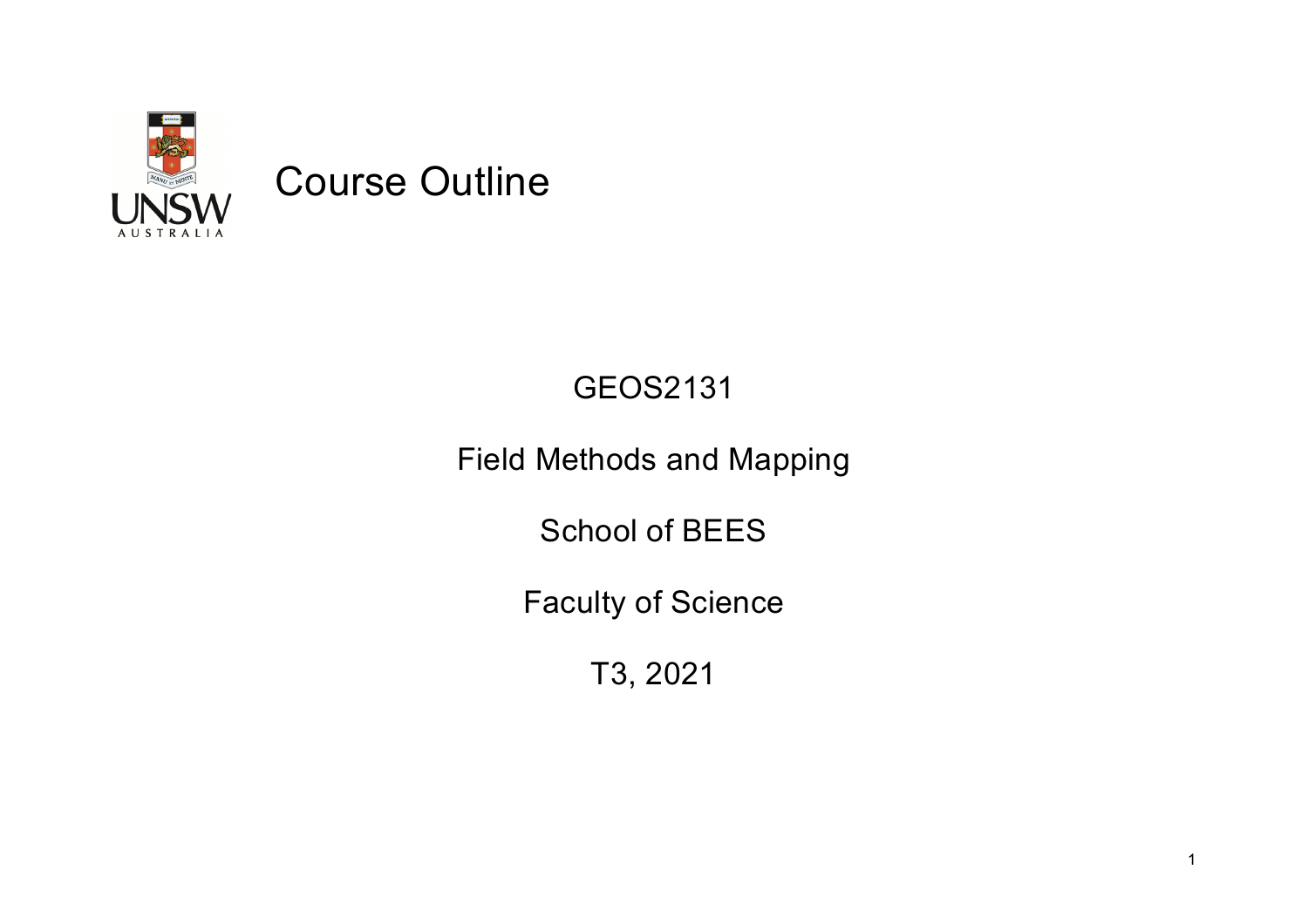# Course Outline

GEOS2131

Field Methods and Mapping

School of BEES

Faculty of Science

T3, 2021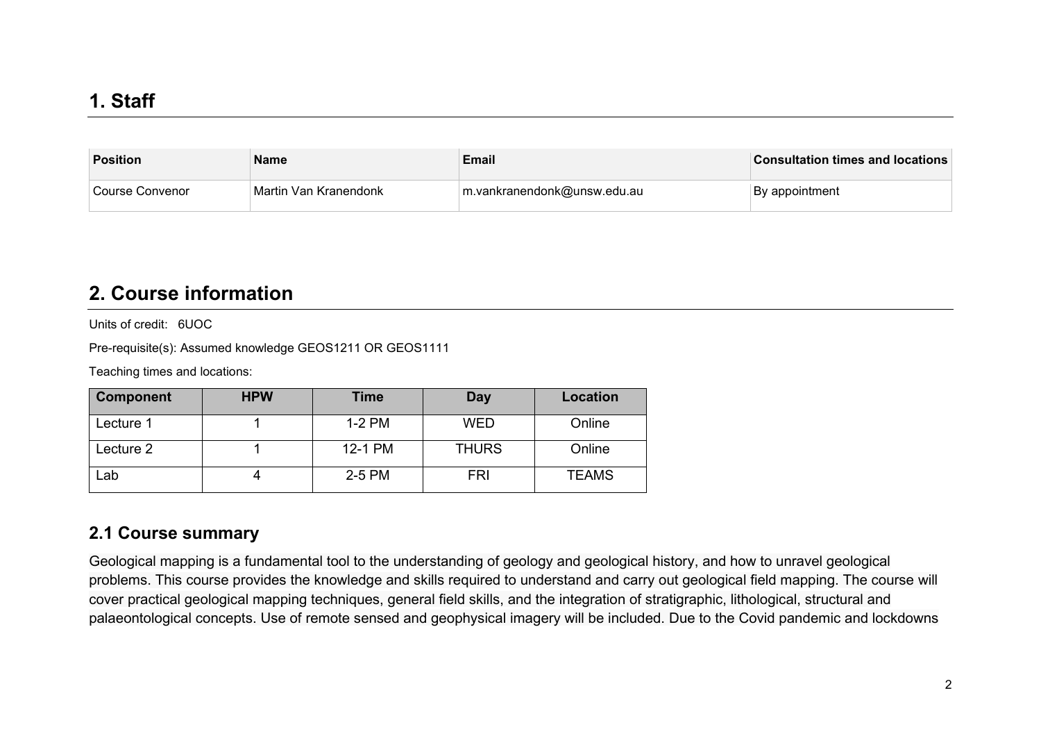# 1. Staff

| Position | Name | Email | Consultation times and locations |
|---|---|---|---|
| Course Convenor | Martin Van Kranendonk | m.vankranendonk@unsw.edu.au | By appointment |

# 2. Course information

Units of credit: 6UOC

Pre-requisite(s): Assumed knowledge GEOS1211 OR GEOS1111

Teaching times and locations:

| Component | HPW | Time | Day | Location |
|---|---|---|---|---|
| Lecture 1 | 1 | 1-2 PM | WED | Online |
| Lecture 2 | 1 | 12-1 PM | THURS | Online |
| Lab | 4 | 2-5 PM | FRI | TEAMS |

## 2.1 Course summary

Geological mapping is a fundamental tool to the understanding of geology and geological history, and how to unravel geological problems. This course provides the knowledge and skills required to understand and carry out geological field mapping. The course will cover practical geological mapping techniques, general field skills, and the integration of stratigraphic, lithological, structural and palaeontological concepts. Use of remote sensed and geophysical imagery will be included. Due to the Covid pandemic and lockdowns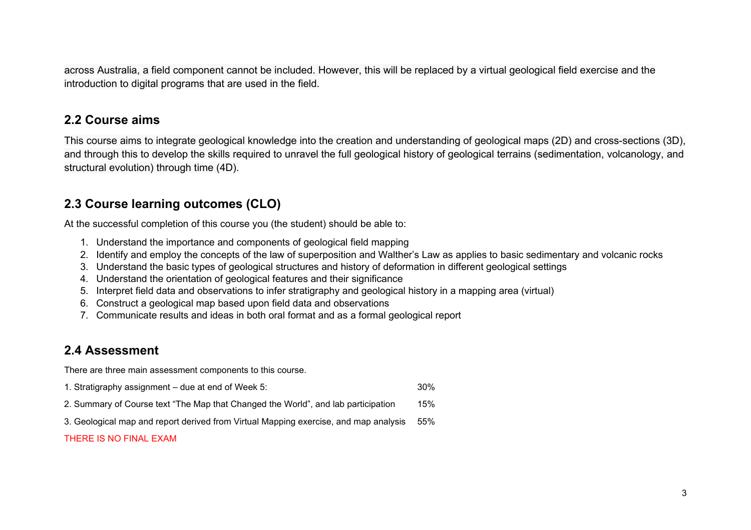across Australia, a field component cannot be included. However, this will be replaced by a virtual geological field exercise and the introduction to digital programs that are used in the field.

## 2.2 Course aims

This course aims to integrate geological knowledge into the creation and understanding of geological maps (2D) and cross-sections (3D), and through this to develop the skills required to unravel the full geological history of geological terrains (sedimentation, volcanology, and structural evolution) through time (4D).

## 2.3 Course learning outcomes (CLO)

At the successful completion of this course you (the student) should be able to:

1. Understand the importance and components of geological field mapping
2. Identify and employ the concepts of the law of superposition and Walther's Law as applies to basic sedimentary and volcanic rocks
3. Understand the basic types of geological structures and history of deformation in different geological settings
4. Understand the orientation of geological features and their significance
5. Interpret field data and observations to infer stratigraphy and geological history in a mapping area (virtual)
6. Construct a geological map based upon field data and observations
7. Communicate results and ideas in both oral format and as a formal geological report

## 2.4 Assessment

There are three main assessment components to this course.

| | |
|---|---|
| 1. Stratigraphy assignment – due at end of Week 5: | 30% |
| 2. Summary of Course text "The Map that Changed the World", and lab participation | 15% |
| 3. Geological map and report derived from Virtual Mapping exercise, and map analysis | 55% |

THERE IS NO FINAL EXAM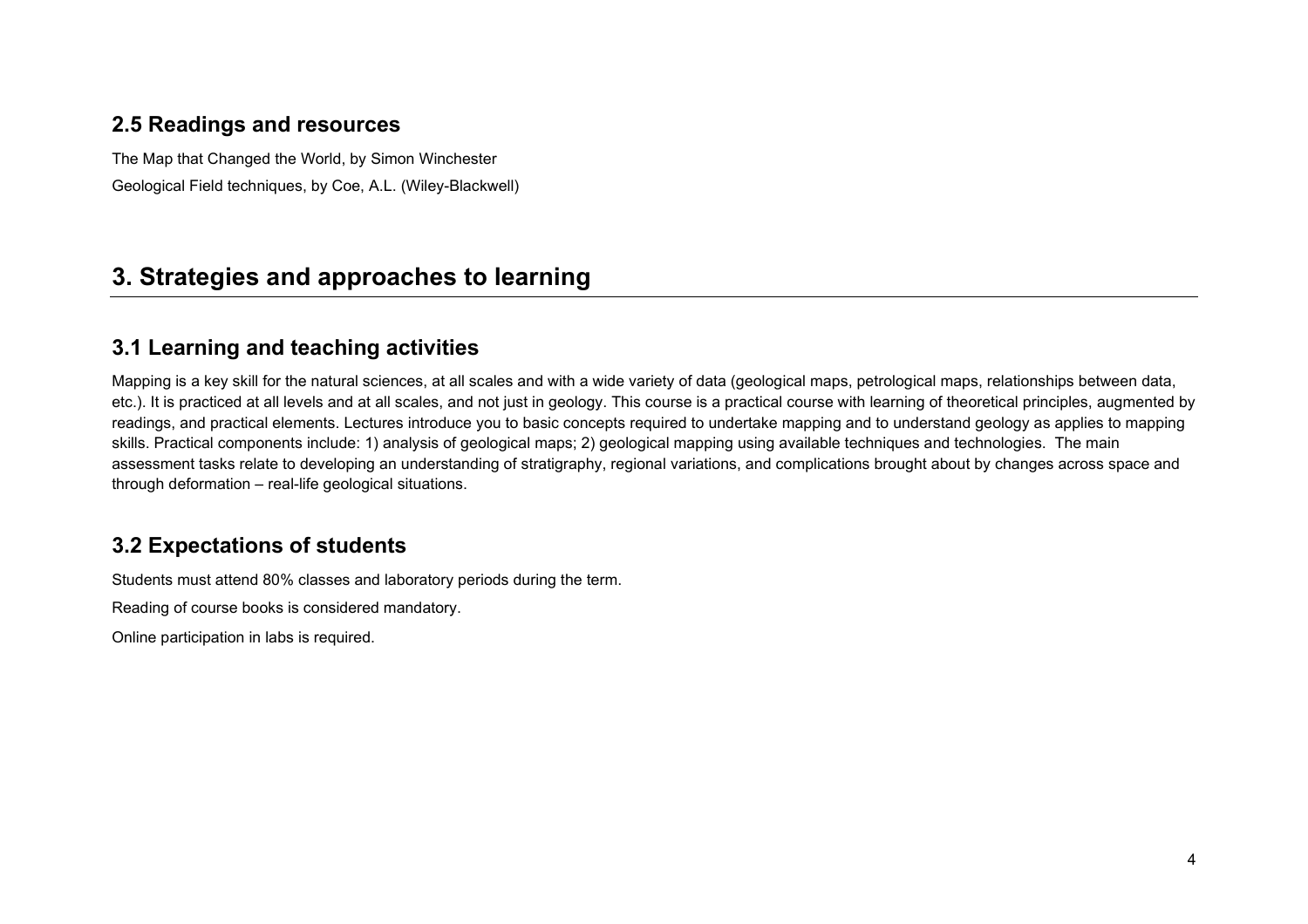### 2.5 Readings and resources

The Map that Changed the World, by Simon Winchester

Geological Field techniques, by Coe, A.L. (Wiley-Blackwell)

## 3. Strategies and approaches to learning

### 3.1 Learning and teaching activities

Mapping is a key skill for the natural sciences, at all scales and with a wide variety of data (geological maps, petrological maps, relationships between data, etc.). It is practiced at all levels and at all scales, and not just in geology. This course is a practical course with learning of theoretical principles, augmented by readings, and practical elements. Lectures introduce you to basic concepts required to undertake mapping and to understand geology as applies to mapping skills. Practical components include: 1) analysis of geological maps; 2) geological mapping using available techniques and technologies. The main assessment tasks relate to developing an understanding of stratigraphy, regional variations, and complications brought about by changes across space and through deformation – real-life geological situations.

### 3.2 Expectations of students

Students must attend 80% classes and laboratory periods during the term.

Reading of course books is considered mandatory.

Online participation in labs is required.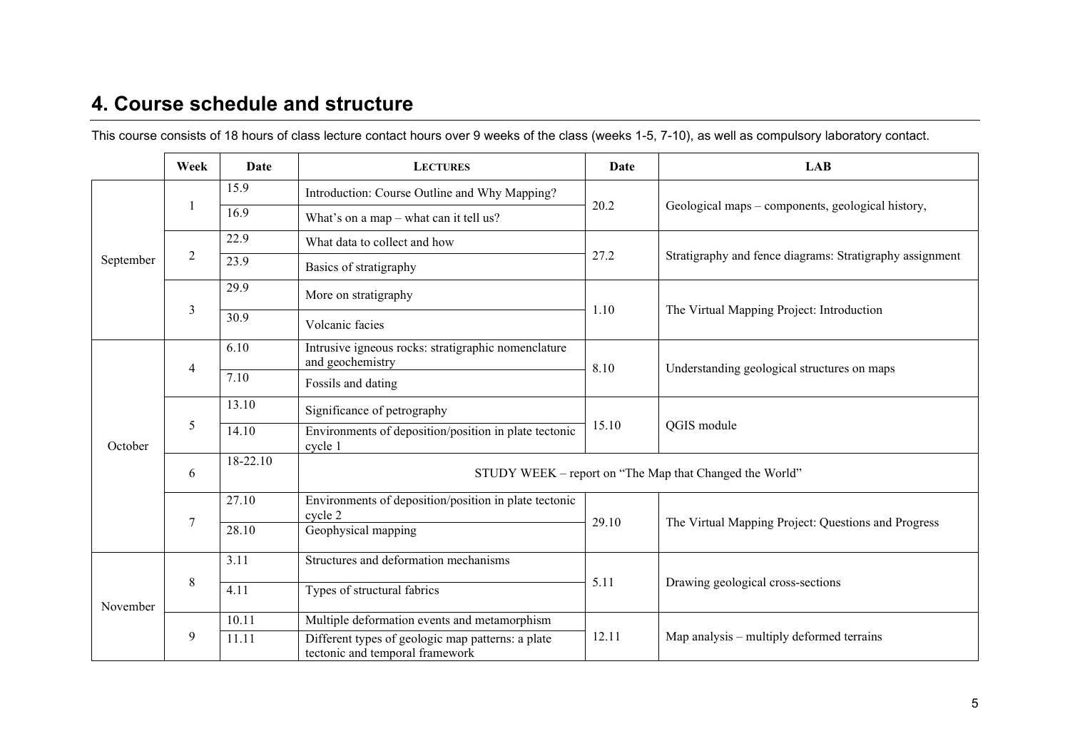## 4. Course schedule and structure

This course consists of 18 hours of class lecture contact hours over 9 weeks of the class (weeks 1-5, 7-10), as well as compulsory laboratory contact.

| | Week | Date | LECTURES | Date | LAB |
|---|---|---|---|---|---|
| September | 1 | 15.9 | Introduction: Course Outline and Why Mapping? | 20.2 | Geological maps – components, geological history, |
| | | 16.9 | What's on a map – what can it tell us? | | |
| | 2 | 22.9 | What data to collect and how | 27.2 | Stratigraphy and fence diagrams: Stratigraphy assignment |
| | | 23.9 | Basics of stratigraphy | | |
| | 3 | 29.9 | More on stratigraphy | 1.10 | The Virtual Mapping Project: Introduction |
| | | 30.9 | Volcanic facies | | |
| October | 4 | 6.10 | Intrusive igneous rocks: stratigraphic nomenclature and geochemistry | 8.10 | Understanding geological structures on maps |
| | | 7.10 | Fossils and dating | | |
| | 5 | 13.10 | Significance of petrography | 15.10 | QGIS module |
| | | 14.10 | Environments of deposition/position in plate tectonic cycle 1 | | |
| | 6 | 18-22.10 | STUDY WEEK – report on "The Map that Changed the World" | | |
| | 7 | 27.10 | Environments of deposition/position in plate tectonic cycle 2 | 29.10 | The Virtual Mapping Project: Questions and Progress |
| | | 28.10 | Geophysical mapping | | |
| November | 8 | 3.11 | Structures and deformation mechanisms | 5.11 | Drawing geological cross-sections |
| | | 4.11 | Types of structural fabrics | | |
| | 9 | 10.11 | Multiple deformation events and metamorphism | 12.11 | Map analysis – multiply deformed terrains |
| | | 11.11 | Different types of geologic map patterns: a plate tectonic and temporal framework | | |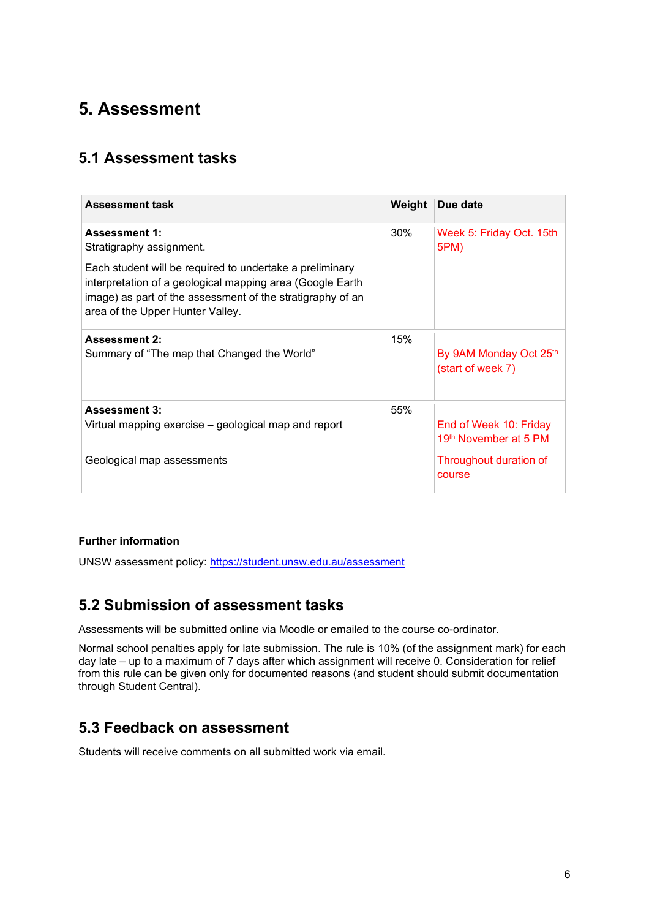# 5. Assessment

## 5.1 Assessment tasks

| Assessment task | Weight | Due date |
|---|---|---|
| **Assessment 1:**<br>Stratigraphy assignment.<br><br>Each student will be required to undertake a preliminary interpretation of a geological mapping area (Google Earth image) as part of the assessment of the stratigraphy of an area of the Upper Hunter Valley. | 30% | Week 5: Friday Oct. 15th 5PM) |
| **Assessment 2:**<br>Summary of "The map that Changed the World" | 15% | By 9AM Monday Oct 25th (start of week 7) |
| **Assessment 3:**<br>Virtual mapping exercise – geological map and report<br><br>Geological map assessments | 55% | End of Week 10: Friday 19th November at 5 PM<br><br>Throughout duration of course |

**Further information**

UNSW assessment policy: https://student.unsw.edu.au/assessment

## 5.2 Submission of assessment tasks

Assessments will be submitted online via Moodle or emailed to the course co-ordinator.

Normal school penalties apply for late submission. The rule is 10% (of the assignment mark) for each day late – up to a maximum of 7 days after which assignment will receive 0. Consideration for relief from this rule can be given only for documented reasons (and student should submit documentation through Student Central).

## 5.3 Feedback on assessment

Students will receive comments on all submitted work via email.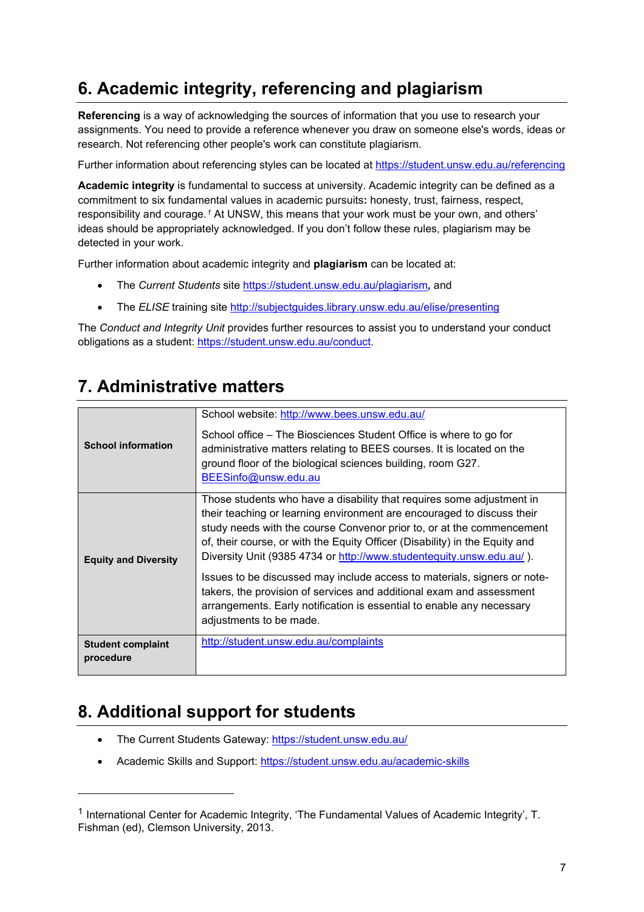## 6. Academic integrity, referencing and plagiarism

**Referencing** is a way of acknowledging the sources of information that you use to research your assignments. You need to provide a reference whenever you draw on someone else's words, ideas or research. Not referencing other people's work can constitute plagiarism.

Further information about referencing styles can be located at https://student.unsw.edu.au/referencing

**Academic integrity** is fundamental to success at university. Academic integrity can be defined as a commitment to six fundamental values in academic pursuits**:** honesty, trust, fairness, respect, responsibility and courage.[1] At UNSW, this means that your work must be your own, and others' ideas should be appropriately acknowledged. If you don't follow these rules, plagiarism may be detected in your work.

Further information about academic integrity and **plagiarism** can be located at:

- The *Current Students* site https://student.unsw.edu.au/plagiarism*,* and
- The *ELISE* training site http://subjectguides.library.unsw.edu.au/elise/presenting

The *Conduct and Integrity Unit* provides further resources to assist you to understand your conduct obligations as a student: https://student.unsw.edu.au/conduct.

## 7. Administrative matters

| | |
|---|---|
| **School information** | School website: http://www.bees.unsw.edu.au/<br><br>School office – The Biosciences Student Office is where to go for administrative matters relating to BEES courses. It is located on the ground floor of the biological sciences building, room G27. BEESinfo@unsw.edu.au |
| **Equity and Diversity** | Those students who have a disability that requires some adjustment in their teaching or learning environment are encouraged to discuss their study needs with the course Convenor prior to, or at the commencement of, their course, or with the Equity Officer (Disability) in the Equity and Diversity Unit (9385 4734 or http://www.studentequity.unsw.edu.au/ ).<br><br>Issues to be discussed may include access to materials, signers or note-takers, the provision of services and additional exam and assessment arrangements. Early notification is essential to enable any necessary adjustments to be made. |
| **Student complaint procedure** | http://student.unsw.edu.au/complaints |

## 8. Additional support for students

- The Current Students Gateway: https://student.unsw.edu.au/
- Academic Skills and Support: https://student.unsw.edu.au/academic-skills

---

[1] International Center for Academic Integrity, 'The Fundamental Values of Academic Integrity', T. Fishman (ed), Clemson University, 2013.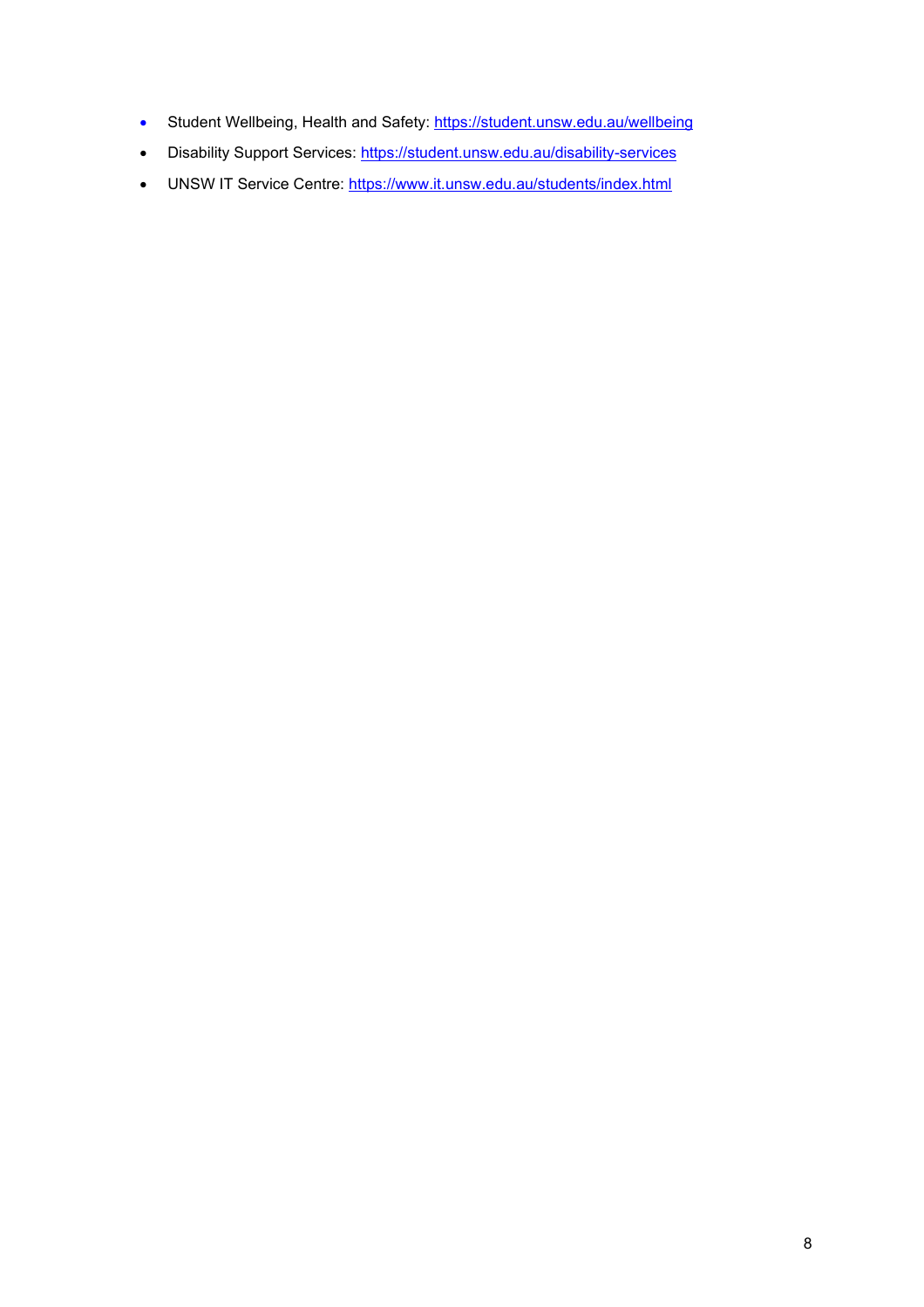- Student Wellbeing, Health and Safety: https://student.unsw.edu.au/wellbeing
- Disability Support Services: https://student.unsw.edu.au/disability-services
- UNSW IT Service Centre: https://www.it.unsw.edu.au/students/index.html